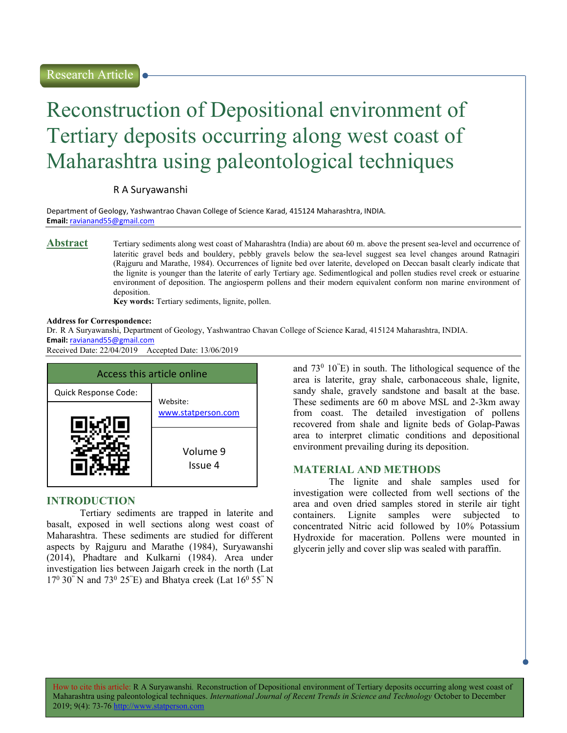Research Article

# Reconstruction of Depositional environment of Tertiary deposits occurring along west coast of Maharashtra using paleontological techniques

R A Suryawanshi

Department of Geology, Yashwantrao Chavan College of Science Karad, 415124 Maharashtra, INDIA.
**Email:** ravianand55@gmail.com

## Abstract

Tertiary sediments along west coast of Maharashtra (India) are about 60 m. above the present sea-level and occurrence of lateritic gravel beds and bouldery, pebbly gravels below the sea-level suggest sea level changes around Ratnagiri (Rajguru and Marathe, 1984). Occurrences of lignite bed over laterite, developed on Deccan basalt clearly indicate that the lignite is younger than the laterite of early Tertiary age. Sedimentlogical and pollen studies revel creek or estuarine environment of deposition. The angiosperm pollens and their modern equivalent conform non marine environment of deposition.

**Key words:** Tertiary sediments, lignite, pollen.

**Address for Correspondence:**
Dr. R A Suryawanshi, Department of Geology, Yashwantrao Chavan College of Science Karad, 415124 Maharashtra, INDIA.
**Email:** ravianand55@gmail.com
Received Date: 22/04/2019 Accepted Date: 13/06/2019

| Access this article online | |
|---|---|
| Quick Response Code: | Website: www.statperson.com |
| | Volume 9 Issue 4 |

## INTRODUCTION

Tertiary sediments are trapped in laterite and basalt, exposed in well sections along west coast of Maharashtra. These sediments are studied for different aspects by Rajguru and Marathe (1984), Suryawanshi (2014), Phadtare and Kulkarni (1984). Area under investigation lies between Jaigarh creek in the north (Lat $17^0$ 30" N and $73^0$ 25"E) and Bhatya creek (Lat $16^0$ 55" N and $73^0$ 10"E) in south. The lithological sequence of the area is laterite, gray shale, carbonaceous shale, lignite, sandy shale, gravely sandstone and basalt at the base. These sediments are 60 m above MSL and 2-3km away from coast. The detailed investigation of pollens recovered from shale and lignite beds of Golap-Pawas area to interpret climatic conditions and depositional environment prevailing during its deposition.

## MATERIAL AND METHODS

The lignite and shale samples used for investigation were collected from well sections of the area and oven dried samples stored in sterile air tight containers. Lignite samples were subjected to concentrated Nitric acid followed by 10% Potassium Hydroxide for maceration. Pollens were mounted in glycerin jelly and cover slip was sealed with paraffin.

How to cite this article: R A Suryawanshi. Reconstruction of Depositional environment of Tertiary deposits occurring along west coast of Maharashtra using paleontological techniques. *International Journal of Recent Trends in Science and Technology* October to December 2019; 9(4): 73-76 http://www.statperson.com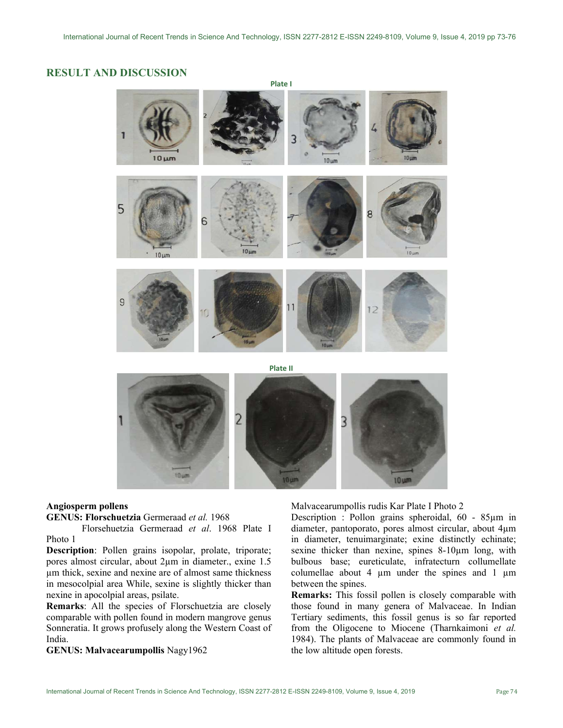## RESULT AND DISCUSSION

Plate I

Plate II

**Angiosperm pollens**

**GENUS: Florschuetzia** Germeraad *et al.* 1968

Florsehuetzia Germeraad *et al*. 1968 Plate I Photo 1

**Description**: Pollen grains isopolar, prolate, triporate; pores almost circular, about 2µm in diameter., exine 1.5 µm thick, sexine and nexine are of almost same thickness in mesocolpial area While, sexine is slightly thicker than nexine in apocolpial areas, psilate.

**Remarks**: All the species of Florschuetzia are closely comparable with pollen found in modern mangrove genus Sonneratia. It grows profusely along the Western Coast of India.

**GENUS: Malvacearumpollis** Nagy1962

Malvacearumpollis rudis Kar Plate I Photo 2

Description : Pollon grains spheroidal, 60 - 85µm in diameter, pantoporato, pores almost circular, about 4µm in diameter, tenuimarginate; exine distinctly echinate; sexine thicker than nexine, spines 8-10µm long, with bulbous base; eureticulate, infratecturn collumellate columellae about 4 µm under the spines and 1 µm between the spines.

**Remarks:** This fossil pollen is closely comparable with those found in many genera of Malvaceae. In Indian Tertiary sediments, this fossil genus is so far reported from the Oligocene to Miocene (Tharnkaimoni *et al.* 1984). The plants of Malvaceae are commonly found in the low altitude open forests.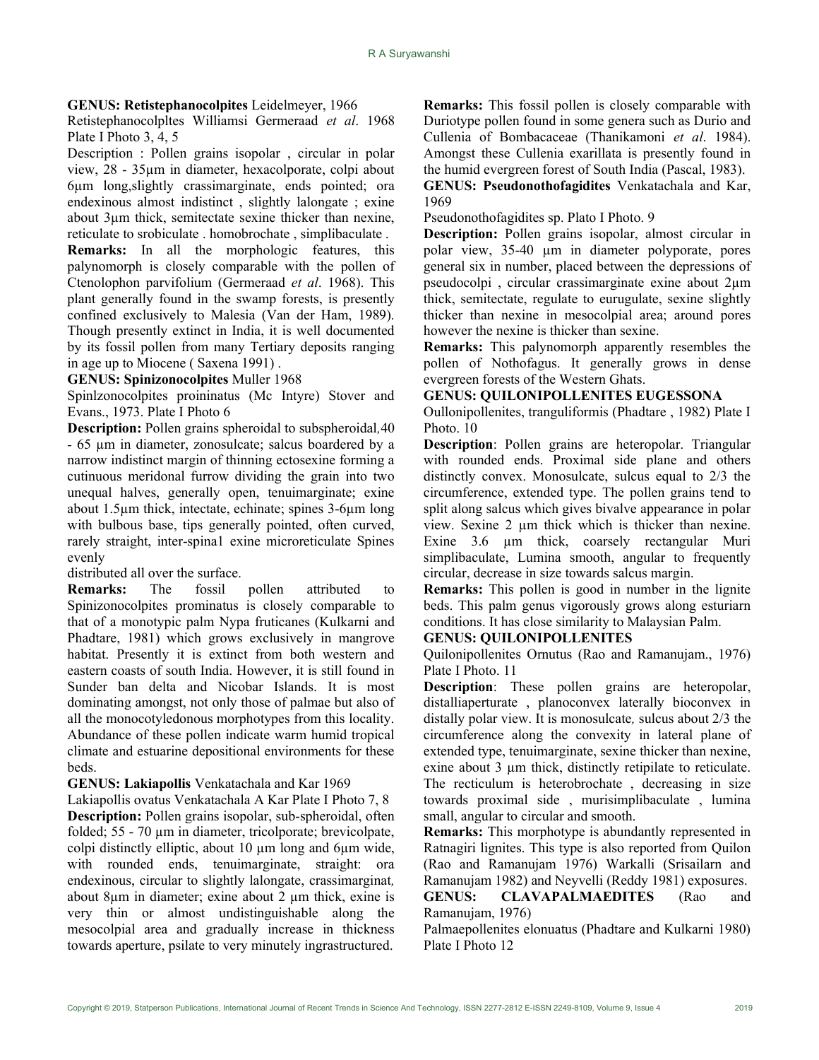**GENUS: Retistephanocolpites** Leidelmeyer, 1966

Retistephanocolpltes Williamsi Germeraad *et al*. 1968 Plate I Photo 3, 4, 5

Description : Pollen grains isopolar , circular in polar view, 28 - 35µm in diameter, hexacolporate, colpi about 6µm long,slightly crassimarginate, ends pointed; ora endexinous almost indistinct , slightly lalongate ; exine about 3µm thick, semitectate sexine thicker than nexine, reticulate to srobiculate . homobrochate , simplibaculate .

**Remarks:** In all the morphologic features, this palynomorph is closely comparable with the pollen of Ctenolophon parvifolium (Germeraad *et al*. 1968). This plant generally found in the swamp forests, is presently confined exclusively to Malesia (Van der Ham, 1989). Though presently extinct in India, it is well documented by its fossil pollen from many Tertiary deposits ranging in age up to Miocene ( Saxena 1991) .

**GENUS: Spinizonocolpites** Muller 1968

Spinlzonocolpites proininatus (Mc Intyre) Stover and Evans., 1973. Plate I Photo 6

**Description:** Pollen grains spheroidal to subspheroidal,40 - 65 µm in diameter, zonosulcate; salcus boardered by a narrow indistinct margin of thinning ectosexine forming a cutinuous meridonal furrow dividing the grain into two unequal halves, generally open, tenuimarginate; exine about 1.5µm thick, intectate, echinate; spines 3-6µm long with bulbous base, tips generally pointed, often curved, rarely straight, inter-spina1 exine microreticulate Spines evenly distributed all over the surface.

**Remarks:** The fossil pollen attributed to Spinizonocolpites prominatus is closely comparable to that of a monotypic palm Nypa fruticanes (Kulkarni and Phadtare, 1981) which grows exclusively in mangrove habitat. Presently it is extinct from both western and eastern coasts of south India. However, it is still found in Sunder ban delta and Nicobar Islands. It is most dominating amongst, not only those of palmae but also of all the monocotyledonous morphotypes from this locality. Abundance of these pollen indicate warm humid tropical climate and estuarine depositional environments for these beds.

**GENUS: Lakiapollis** Venkatachala and Kar 1969

Lakiapollis ovatus Venkatachala A Kar Plate I Photo 7, 8

**Description:** Pollen grains isopolar, sub-spheroidal, often folded; 55 - 70 µm in diameter, tricolporate; brevicolpate, colpi distinctly elliptic, about 10 µm long and 6µm wide, with rounded ends, tenuimarginate, straight: ora endexinous, circular to slightly lalongate, crassimarginat, about 8µm in diameter; exine about 2 µm thick, exine is very thin or almost undistinguishable along the mesocolpial area and gradually increase in thickness towards aperture, psilate to very minutely ingrastructured.

**Remarks:** This fossil pollen is closely comparable with Duriotype pollen found in some genera such as Durio and Cullenia of Bombacaceae (Thanikamoni *et al*. 1984). Amongst these Cullenia exarillata is presently found in the humid evergreen forest of South India (Pascal, 1983).

**GENUS: Pseudonothofagidites** Venkatachala and Kar, 1969

Pseudonothofagidites sp. Plato I Photo. 9

**Description:** Pollen grains isopolar, almost circular in polar view, 35-40 µm in diameter polyporate, pores general six in number, placed between the depressions of pseudocolpi , circular crassimarginate exine about 2µm thick, semitectate, regulate to eurugulate, sexine slightly thicker than nexine in mesocolpial area; around pores however the nexine is thicker than sexine.

**Remarks:** This palynomorph apparently resembles the pollen of Nothofagus. It generally grows in dense evergreen forests of the Western Ghats.

**GENUS: QUILONIPOLLENITES EUGESSONA**

Oullonipollenites, tranguliformis (Phadtare , 1982) Plate I Photo. 10

**Description**: Pollen grains are heteropolar. Triangular with rounded ends. Proximal side plane and others distinctly convex. Monosulcate, sulcus equal to 2/3 the circumference, extended type. The pollen grains tend to split along salcus which gives bivalve appearance in polar view. Sexine 2 µm thick which is thicker than nexine. Exine 3.6 µm thick, coarsely rectangular Muri simplibaculate, Lumina smooth, angular to frequently circular, decrease in size towards salcus margin.

**Remarks:** This pollen is good in number in the lignite beds. This palm genus vigorously grows along esturiarn conditions. It has close similarity to Malaysian Palm.

**GENUS: QUILONIPOLLENITES**

Quilonipollenites Ornutus (Rao and Ramanujam., 1976) Plate I Photo. 11

**Description**: These pollen grains are heteropolar, distalliaperturate , planoconvex laterally bioconvex in distally polar view. It is monosulcate, sulcus about 2/3 the circumference along the convexity in lateral plane of extended type, tenuimarginate, sexine thicker than nexine, exine about 3 µm thick, distinctly retipilate to reticulate. The recticulum is heterobrochate , decreasing in size towards proximal side , murisimplibaculate , lumina small, angular to circular and smooth.

**Remarks:** This morphotype is abundantly represented in Ratnagiri lignites. This type is also reported from Quilon (Rao and Ramanujam 1976) Warkalli (Srisailarn and Ramanujam 1982) and Neyvelli (Reddy 1981) exposures.

**GENUS: CLAVAPALMAEDITES** (Rao and Ramanujam, 1976)

Palmaepollenites elonuatus (Phadtare and Kulkarni 1980) Plate I Photo 12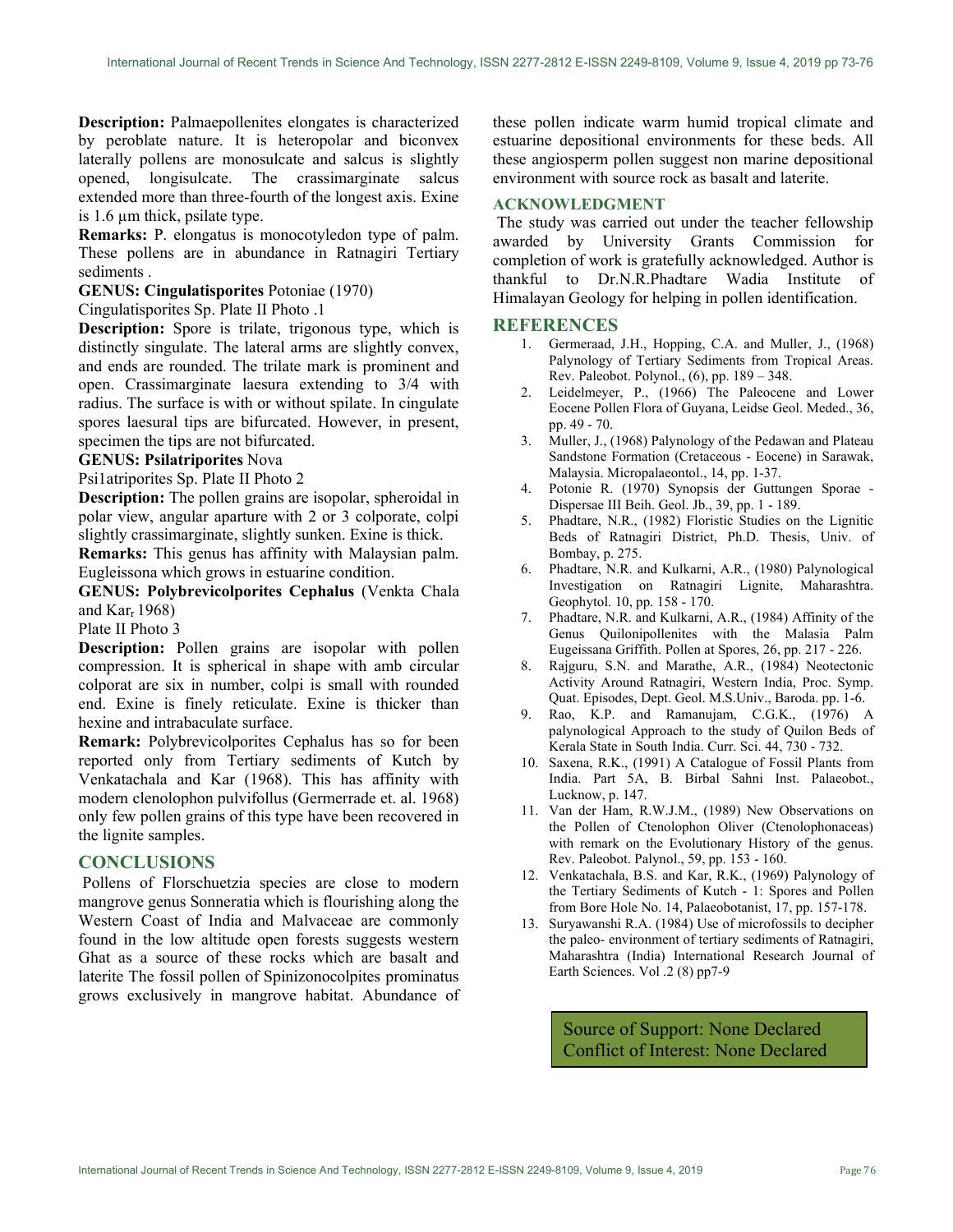**Description:** Palmaepollenites elongates is characterized by peroblate nature. It is heteropolar and biconvex laterally pollens are monosulcate and salcus is slightly opened, longisulcate. The crassimarginate salcus extended more than three-fourth of the longest axis. Exine is 1.6 µm thick, psilate type.

**Remarks:** P. elongatus is monocotyledon type of palm. These pollens are in abundance in Ratnagiri Tertiary sediments .

**GENUS: Cingulatisporites** Potoniae (1970)

Cingulatisporites Sp. Plate II Photo .1

**Description:** Spore is trilate, trigonous type, which is distinctly singulate. The lateral arms are slightly convex, and ends are rounded. The trilate mark is prominent and open. Crassimarginate laesura extending to 3/4 with radius. The surface is with or without spilate. In cingulate spores laesural tips are bifurcated. However, in present, specimen the tips are not bifurcated.

**GENUS: Psilatriporites** Nova

Psi1atriporites Sp. Plate II Photo 2

**Description:** The pollen grains are isopolar, spheroidal in polar view, angular aparture with 2 or 3 colporate, colpi slightly crassimarginate, slightly sunken. Exine is thick.

**Remarks:** This genus has affinity with Malaysian palm. Eugleissona which grows in estuarine condition.

**GENUS: Polybrevicolporites Cephalus** (Venkta Chala and Kar$_r$ 1968)

Plate II Photo 3

**Description:** Pollen grains are isopolar with pollen compression. It is spherical in shape with amb circular colporat are six in number, colpi is small with rounded end. Exine is finely reticulate. Exine is thicker than hexine and intrabaculate surface.

**Remark:** Polybrevicolporites Cephalus has so for been reported only from Tertiary sediments of Kutch by Venkatachala and Kar (1968). This has affinity with modern clenolophon pulvifollus (Germerrade et. al. 1968) only few pollen grains of this type have been recovered in the lignite samples.

## CONCLUSIONS

Pollens of Florschuetzia species are close to modern mangrove genus Sonneratia which is flourishing along the Western Coast of India and Malvaceae are commonly found in the low altitude open forests suggests western Ghat as a source of these rocks which are basalt and laterite The fossil pollen of Spinizonocolpites prominatus grows exclusively in mangrove habitat. Abundance of these pollen indicate warm humid tropical climate and estuarine depositional environments for these beds. All these angiosperm pollen suggest non marine depositional environment with source rock as basalt and laterite.

## ACKNOWLEDGMENT

The study was carried out under the teacher fellowship awarded by University Grants Commission for completion of work is gratefully acknowledged. Author is thankful to Dr.N.R.Phadtare Wadia Institute of Himalayan Geology for helping in pollen identification.

## REFERENCES

1. Germeraad, J.H., Hopping, C.A. and Muller, J., (1968) Palynology of Tertiary Sediments from Tropical Areas. Rev. Paleobot. Polynol., (6), pp. 189 – 348.
2. Leidelmeyer, P., (1966) The Paleocene and Lower Eocene Pollen Flora of Guyana, Leidse Geol. Meded., 36, pp. 49 - 70.
3. Muller, J., (1968) Palynology of the Pedawan and Plateau Sandstone Formation (Cretaceous - Eocene) in Sarawak, Malaysia. Micropalaeontol., 14, pp. 1-37.
4. Potonie R. (1970) Synopsis der Guttungen Sporae - Dispersae III Beih. Geol. Jb., 39, pp. 1 - 189.
5. Phadtare, N.R., (1982) Floristic Studies on the Lignitic Beds of Ratnagiri District, Ph.D. Thesis, Univ. of Bombay, p. 275.
6. Phadtare, N.R. and Kulkarni, A.R., (1980) Palynological Investigation on Ratnagiri Lignite, Maharashtra. Geophytol. 10, pp. 158 - 170.
7. Phadtare, N.R. and Kulkarni, A.R., (1984) Affinity of the Genus Quilonipollenites with the Malasia Palm Eugeissana Griffith. Pollen at Spores, 26, pp. 217 - 226.
8. Rajguru, S.N. and Marathe, A.R., (1984) Neotectonic Activity Around Ratnagiri, Western India, Proc. Symp. Quat. Episodes, Dept. Geol. M.S.Univ., Baroda. pp. 1-6.
9. Rao, K.P. and Ramanujam, C.G.K., (1976) A palynological Approach to the study of Quilon Beds of Kerala State in South India. Curr. Sci. 44, 730 - 732.
10. Saxena, R.K., (1991) A Catalogue of Fossil Plants from India. Part 5A, B. Birbal Sahni Inst. Palaeobot., Lucknow, p. 147.
11. Van der Ham, R.W.J.M., (1989) New Observations on the Pollen of Ctenolophon Oliver (Ctenolophonaceas) with remark on the Evolutionary History of the genus. Rev. Paleobot. Palynol., 59, pp. 153 - 160.
12. Venkatachala, B.S. and Kar, R.K., (1969) Palynology of the Tertiary Sediments of Kutch - 1: Spores and Pollen from Bore Hole No. 14, Palaeobotanist, 17, pp. 157-178.
13. Suryawanshi R.A. (1984) Use of microfossils to decipher the paleo- environment of tertiary sediments of Ratnagiri, Maharashtra (India) International Research Journal of Earth Sciences. Vol .2 (8) pp7-9

Source of Support: None Declared
Conflict of Interest: None Declared